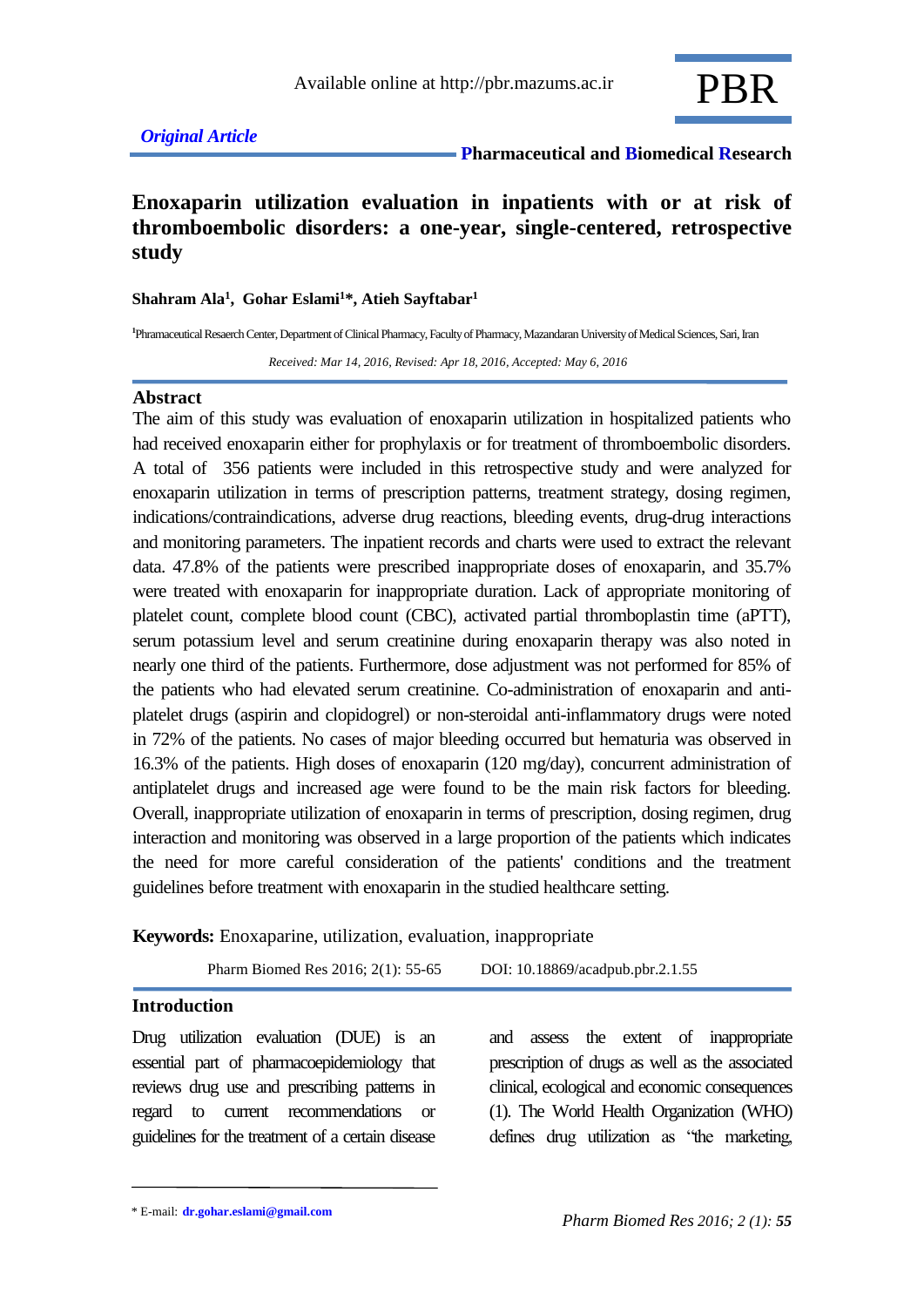*Original Article*

# Enoxaparin utilization evaluation in inpatients with or at risk of thromboembolic disorders: a one-year, single-centered, retrospective study

**Shahram Ala[1], Gohar Eslami[1]*, Atieh Sayftabar[1]**

[1]Pharmaceutical Reseacrh Center, Department of Clinical Pharmacy, Faculty of Pharmacy, Mazandaran University of Medical Sciences, Sari, Iran

*Received: Mar 14, 2016, Revised: Apr 18, 2016, Accepted: May 6, 2016*

## Abstract

The aim of this study was evaluation of enoxaparin utilization in hospitalized patients who had received enoxaparin either for prophylaxis or for treatment of thromboembolic disorders. A total of 356 patients were included in this retrospective study and were analyzed for enoxaparin utilization in terms of prescription patterns, treatment strategy, dosing regimen, indications/contraindications, adverse drug reactions, bleeding events, drug-drug interactions and monitoring parameters. The inpatient records and charts were used to extract the relevant data. 47.8% of the patients were prescribed inappropriate doses of enoxaparin, and 35.7% were treated with enoxaparin for inappropriate duration. Lack of appropriate monitoring of platelet count, complete blood count (CBC), activated partial thromboplastin time (aPTT), serum potassium level and serum creatinine during enoxaparin therapy was also noted in nearly one third of the patients. Furthermore, dose adjustment was not performed for 85% of the patients who had elevated serum creatinine. Co-administration of enoxaparin and anti-platelet drugs (aspirin and clopidogrel) or non-steroidal anti-inflammatory drugs were noted in 72% of the patients. No cases of major bleeding occurred but hematuria was observed in 16.3% of the patients. High doses of enoxaparin (120 mg/day), concurrent administration of antiplatelet drugs and increased age were found to be the main risk factors for bleeding. Overall, inappropriate utilization of enoxaparin in terms of prescription, dosing regimen, drug interaction and monitoring was observed in a large proportion of the patients which indicates the need for more careful consideration of the patients' conditions and the treatment guidelines before treatment with enoxaparin in the studied healthcare setting.

**Keywords:** Enoxaparine, utilization, evaluation, inappropriate

Pharm Biomed Res 2016; 2(1): 55-65 DOI: 10.18869/acadpub.pbr.2.1.55

## Introduction

Drug utilization evaluation (DUE) is an essential part of pharmacoepidemiology that reviews drug use and prescribing patterns in regard to current recommendations or guidelines for the treatment of a certain disease and assess the extent of inappropriate prescription of drugs as well as the associated clinical, ecological and economic consequences (1). The World Health Organization (WHO) defines drug utilization as "the marketing,

\* E-mail: dr.gohar.eslami@gmail.com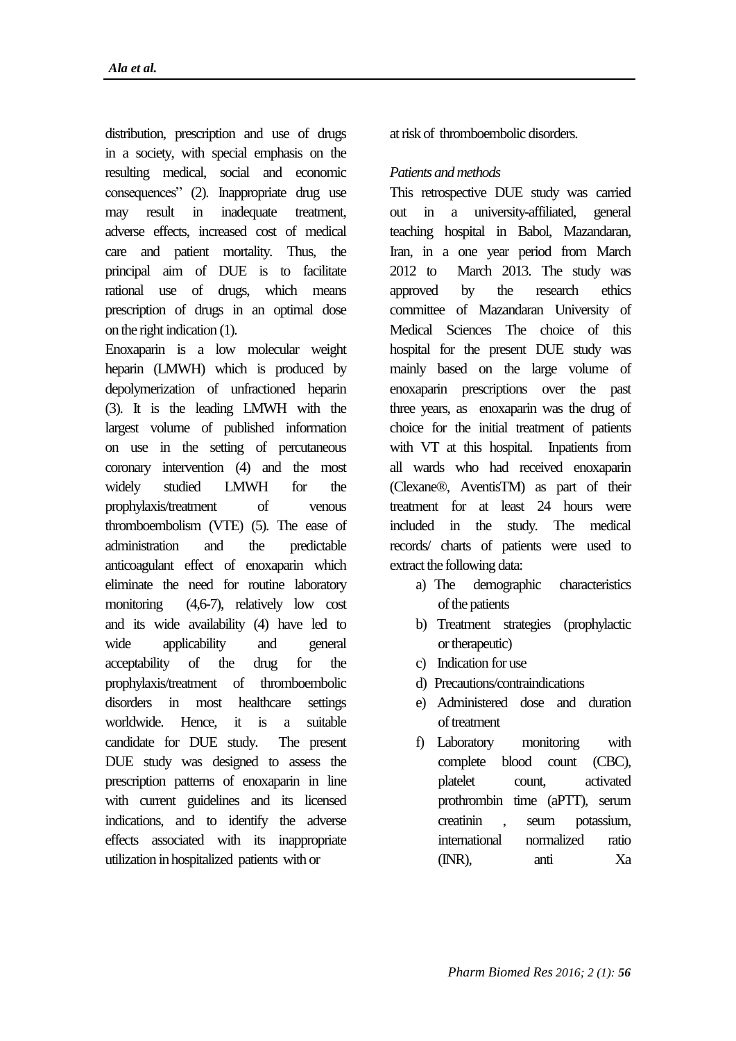distribution, prescription and use of drugs in a society, with special emphasis on the resulting medical, social and economic consequences" (2). Inappropriate drug use may result in inadequate treatment, adverse effects, increased cost of medical care and patient mortality. Thus, the principal aim of DUE is to facilitate rational use of drugs, which means prescription of drugs in an optimal dose on the right indication (1).

Enoxaparin is a low molecular weight heparin (LMWH) which is produced by depolymerization of unfractioned heparin (3). It is the leading LMWH with the largest volume of published information on use in the setting of percutaneous coronary intervention (4) and the most widely studied LMWH for the prophylaxis/treatment of venous thromboembolism (VTE) (5). The ease of administration and the predictable anticoagulant effect of enoxaparin which eliminate the need for routine laboratory monitoring (4,6-7), relatively low cost and its wide availability (4) have led to wide applicability and general acceptability of the drug for the prophylaxis/treatment of thromboembolic disorders in most healthcare settings worldwide. Hence, it is a suitable candidate for DUE study. The present DUE study was designed to assess the prescription patterns of enoxaparin in line with current guidelines and its licensed indications, and to identify the adverse effects associated with its inappropriate utilization in hospitalized patients with or at risk of thromboembolic disorders.

*Patients and methods*

This retrospective DUE study was carried out in a university-affiliated, general teaching hospital in Babol, Mazandaran, Iran, in a one year period from March 2012 to March 2013. The study was approved by the research ethics committee of Mazandaran University of Medical Sciences The choice of this hospital for the present DUE study was mainly based on the large volume of enoxaparin prescriptions over the past three years, as enoxaparin was the drug of choice for the initial treatment of patients with VT at this hospital. Inpatients from all wards who had received enoxaparin (Clexane®, AventisTM) as part of their treatment for at least 24 hours were included in the study. The medical records/ charts of patients were used to extract the following data:

a) The demographic characteristics of the patients
b) Treatment strategies (prophylactic or therapeutic)
c) Indication for use
d) Precautions/contraindications
e) Administered dose and duration of treatment
f) Laboratory monitoring with complete blood count (CBC), platelet count, activated prothrombin time (aPTT), serum creatinin , seum potassium, international normalized ratio (INR), anti Xa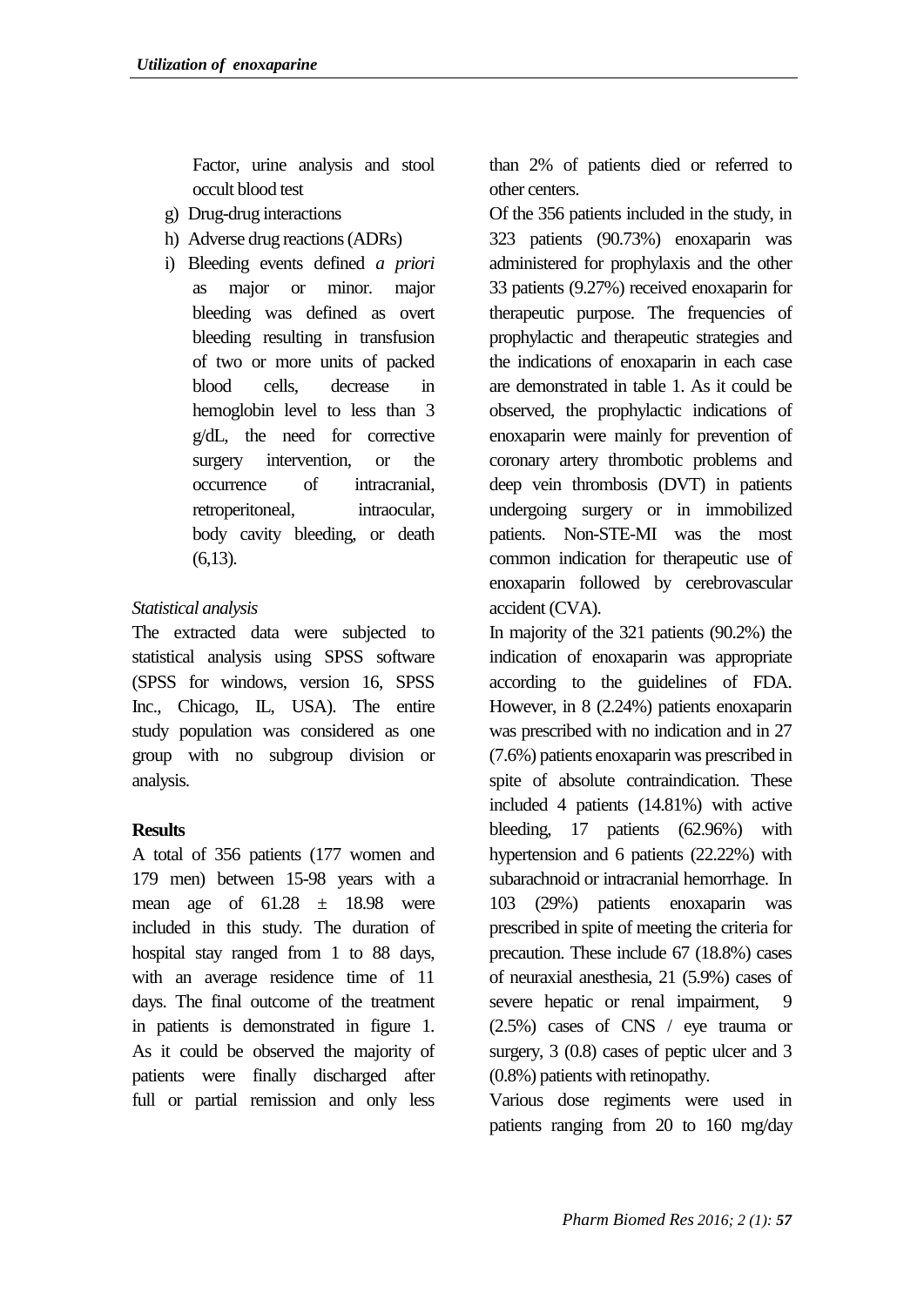Factor, urine analysis and stool occult blood test

g) Drug-drug interactions
h) Adverse drug reactions (ADRs)
i) Bleeding events defined *a priori* as major or minor. major bleeding was defined as overt bleeding resulting in transfusion of two or more units of packed blood cells, decrease in hemoglobin level to less than 3 g/dL, the need for corrective surgery intervention, or the occurrence of intracranial, retroperitoneal, intraocular, body cavity bleeding, or death (6,13).

*Statistical analysis*

The extracted data were subjected to statistical analysis using SPSS software (SPSS for windows, version 16, SPSS Inc., Chicago, IL, USA). The entire study population was considered as one group with no subgroup division or analysis.

**Results**

A total of 356 patients (177 women and 179 men) between 15-98 years with a mean age of 61.28 ± 18.98 were included in this study. The duration of hospital stay ranged from 1 to 88 days, with an average residence time of 11 days. The final outcome of the treatment in patients is demonstrated in figure 1. As it could be observed the majority of patients were finally discharged after full or partial remission and only less than 2% of patients died or referred to other centers.

Of the 356 patients included in the study, in 323 patients (90.73%) enoxaparin was administered for prophylaxis and the other 33 patients (9.27%) received enoxaparin for therapeutic purpose. The frequencies of prophylactic and therapeutic strategies and the indications of enoxaparin in each case are demonstrated in table 1. As it could be observed, the prophylactic indications of enoxaparin were mainly for prevention of coronary artery thrombotic problems and deep vein thrombosis (DVT) in patients undergoing surgery or in immobilized patients. Non-STE-MI was the most common indication for therapeutic use of enoxaparin followed by cerebrovascular accident (CVA).

In majority of the 321 patients (90.2%) the indication of enoxaparin was appropriate according to the guidelines of FDA. However, in 8 (2.24%) patients enoxaparin was prescribed with no indication and in 27 (7.6%) patients enoxaparin was prescribed in spite of absolute contraindication. These included 4 patients (14.81%) with active bleeding, 17 patients (62.96%) with hypertension and 6 patients (22.22%) with subarachnoid or intracranial hemorrhage. In 103 (29%) patients enoxaparin was prescribed in spite of meeting the criteria for precaution. These include 67 (18.8%) cases of neuraxial anesthesia, 21 (5.9%) cases of severe hepatic or renal impairment, 9 (2.5%) cases of CNS / eye trauma or surgery, 3 (0.8) cases of peptic ulcer and 3 (0.8%) patients with retinopathy.

Various dose regiments were used in patients ranging from 20 to 160 mg/day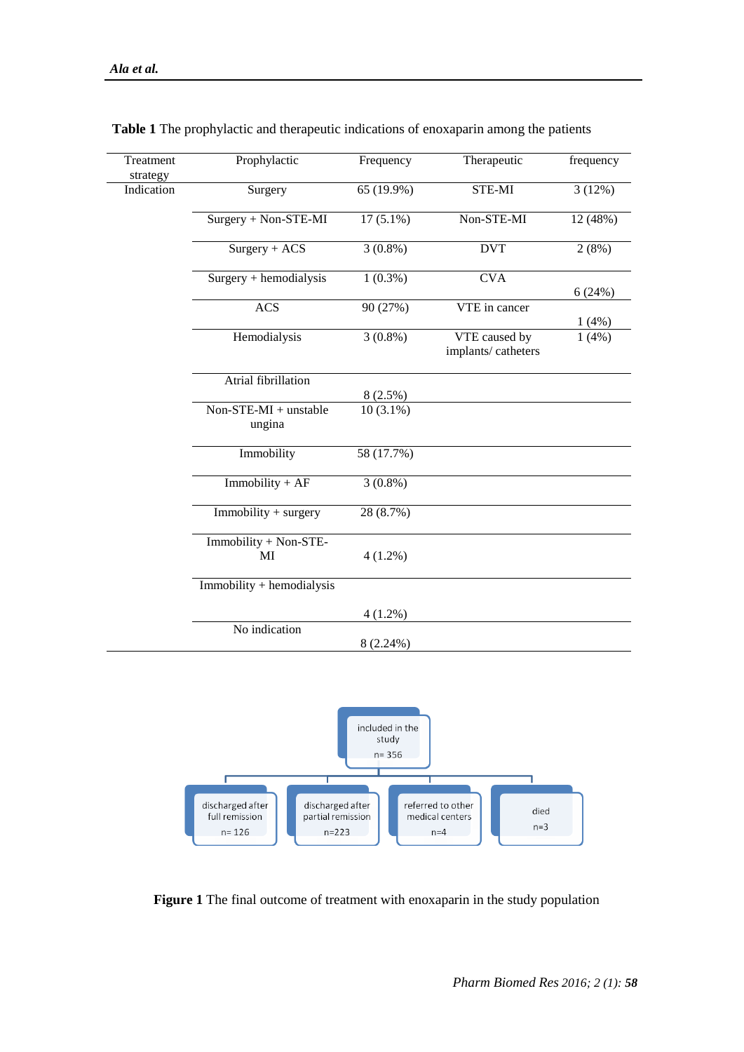**Table 1** The prophylactic and therapeutic indications of enoxaparin among the patients

| Treatment strategy | Prophylactic | Frequency | Therapeutic | frequency |
|---|---|---|---|---|
| Indication | Surgery | 65 (19.9%) | STE-MI | 3 (12%) |
| | Surgery + Non-STE-MI | 17 (5.1%) | Non-STE-MI | 12 (48%) |
| | Surgery + ACS | 3 (0.8%) | DVT | 2 (8%) |
| | Surgery + hemodialysis | 1 (0.3%) | CVA | 6 (24%) |
| | ACS | 90 (27%) | VTE in cancer | 1 (4%) |
| | Hemodialysis | 3 (0.8%) | VTE caused by implants/ catheters | 1 (4%) |
| | Atrial fibrillation | 8 (2.5%) | | |
| | Non-STE-MI + unstable ungina | 10 (3.1%) | | |
| | Immobility | 58 (17.7%) | | |
| | Immobility + AF | 3 (0.8%) | | |
| | Immobility + surgery | 28 (8.7%) | | |
| | Immobility + Non-STE-MI | 4 (1.2%) | | |
| | Immobility + hemodialysis | 4 (1.2%) | | |
| | No indication | 8 (2.24%) | | |

- included in the study n= 356
  - discharged after full remission n= 126
  - discharged after partial remission n=223
  - referred to other medical centers n=4
  - died n=3

**Figure 1** The final outcome of treatment with enoxaparin in the study population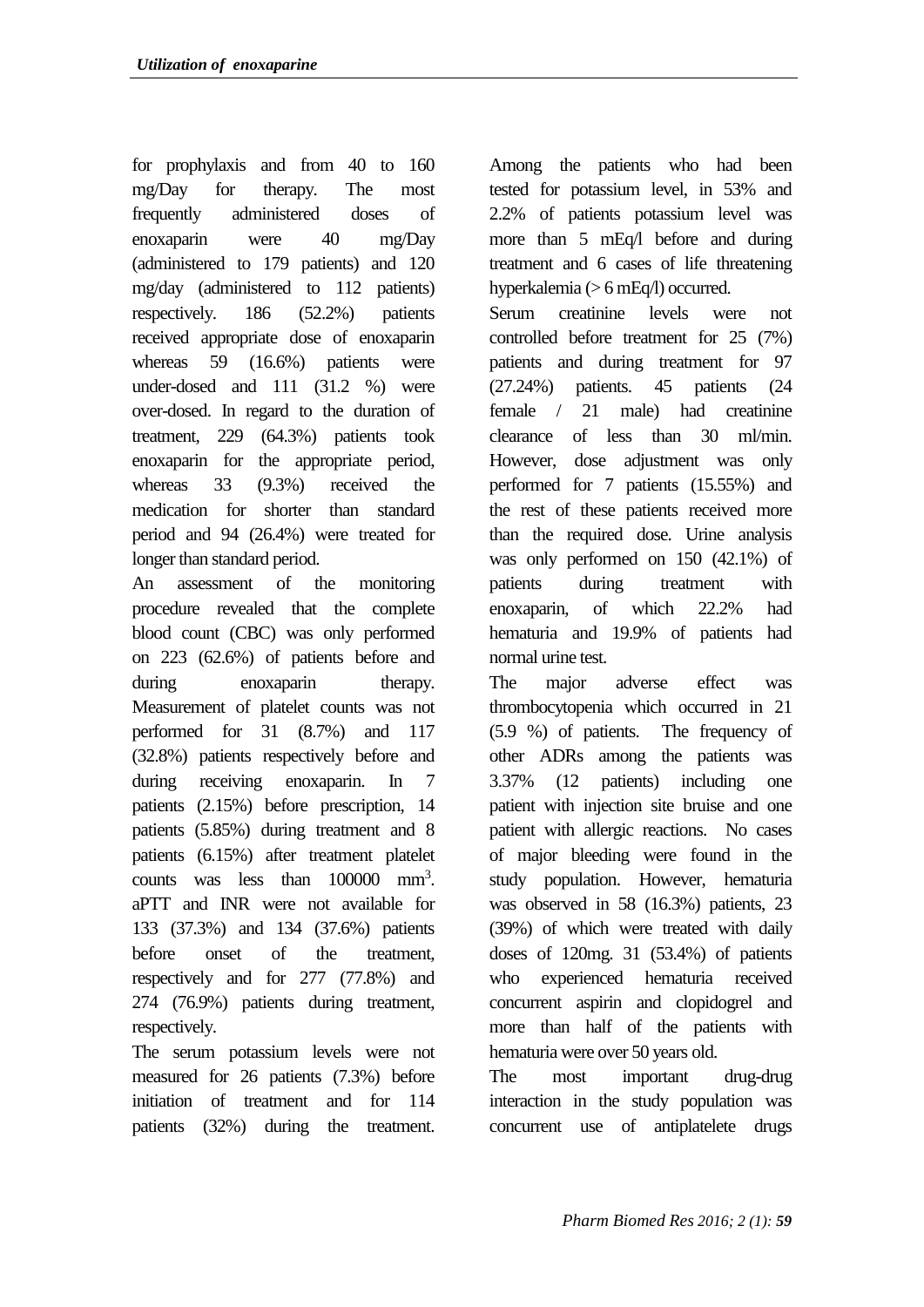for prophylaxis and from 40 to 160 mg/Day for therapy. The most frequently administered doses of enoxaparin were 40 mg/Day (administered to 179 patients) and 120 mg/day (administered to 112 patients) respectively. 186 (52.2%) patients received appropriate dose of enoxaparin whereas 59 (16.6%) patients were under-dosed and 111 (31.2 %) were over-dosed. In regard to the duration of treatment, 229 (64.3%) patients took enoxaparin for the appropriate period, whereas 33 (9.3%) received the medication for shorter than standard period and 94 (26.4%) were treated for longer than standard period.

An assessment of the monitoring procedure revealed that the complete blood count (CBC) was only performed on 223 (62.6%) of patients before and during enoxaparin therapy. Measurement of platelet counts was not performed for 31 (8.7%) and 117 (32.8%) patients respectively before and during receiving enoxaparin. In 7 patients (2.15%) before prescription, 14 patients (5.85%) during treatment and 8 patients (6.15%) after treatment platelet counts was less than 100000 $mm^3$. aPTT and INR were not available for 133 (37.3%) and 134 (37.6%) patients before onset of the treatment, respectively and for 277 (77.8%) and 274 (76.9%) patients during treatment, respectively.

The serum potassium levels were not measured for 26 patients (7.3%) before initiation of treatment and for 114 patients (32%) during the treatment. Among the patients who had been tested for potassium level, in 53% and 2.2% of patients potassium level was more than 5 mEq/l before and during treatment and 6 cases of life threatening hyperkalemia (> 6 mEq/l) occurred.

Serum creatinine levels were not controlled before treatment for 25 (7%) patients and during treatment for 97 (27.24%) patients. 45 patients (24 female / 21 male) had creatinine clearance of less than 30 ml/min. However, dose adjustment was only performed for 7 patients (15.55%) and the rest of these patients received more than the required dose. Urine analysis was only performed on 150 (42.1%) of patients during treatment with enoxaparin, of which 22.2% had hematuria and 19.9% of patients had normal urine test.

The major adverse effect was thrombocytopenia which occurred in 21 (5.9 %) of patients. The frequency of other ADRs among the patients was 3.37% (12 patients) including one patient with injection site bruise and one patient with allergic reactions. No cases of major bleeding were found in the study population. However, hematuria was observed in 58 (16.3%) patients, 23 (39%) of which were treated with daily doses of 120mg. 31 (53.4%) of patients who experienced hematuria received concurrent aspirin and clopidogrel and more than half of the patients with hematuria were over 50 years old.

The most important drug-drug interaction in the study population was concurrent use of antiplatelete drugs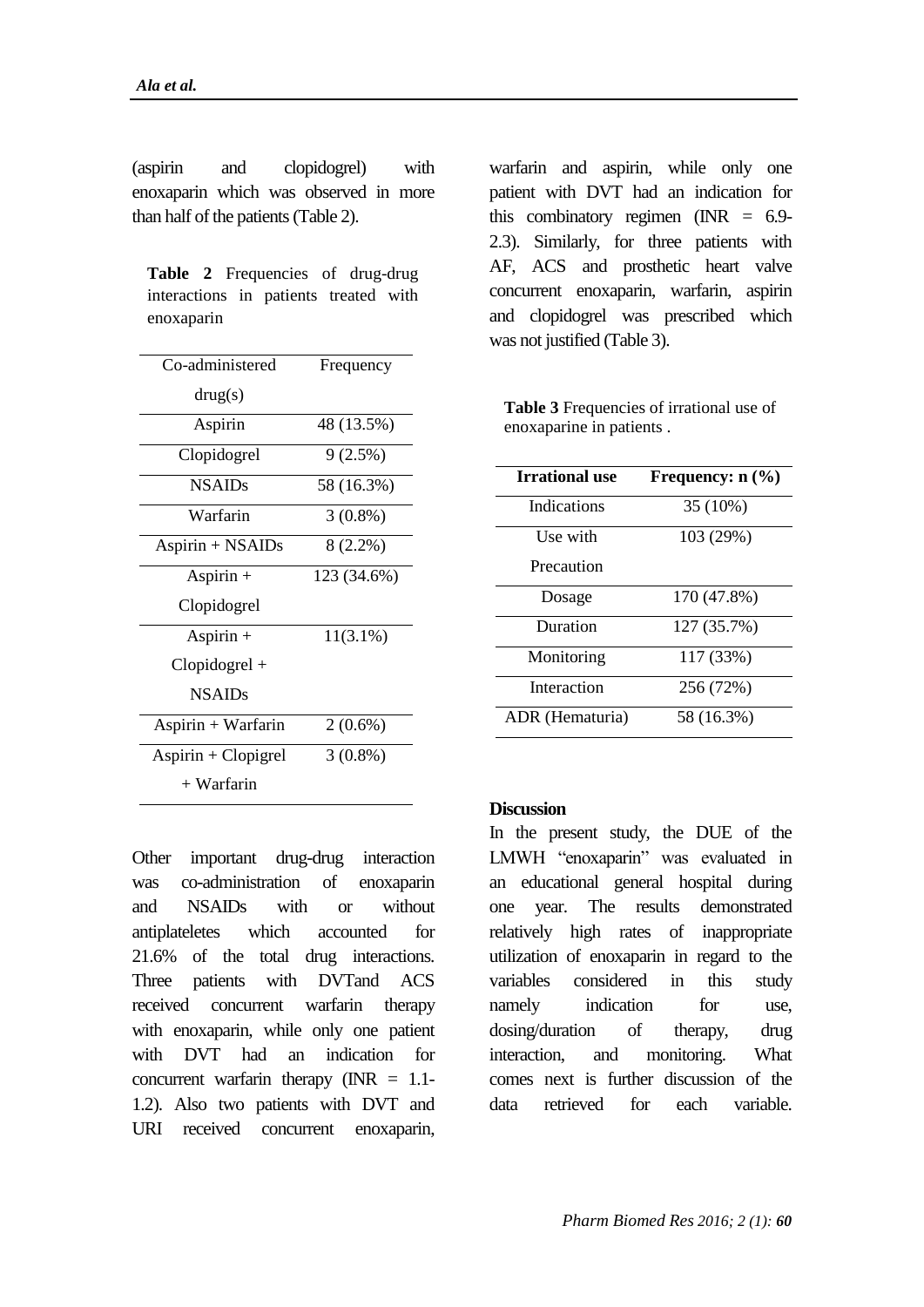(aspirin and clopidogrel) with enoxaparin which was observed in more than half of the patients (Table 2).

**Table 2** Frequencies of drug-drug interactions in patients treated with enoxaparin

| Co-administered drug(s) | Frequency |
|---|---|
| Aspirin | 48 (13.5%) |
| Clopidogrel | 9 (2.5%) |
| NSAIDs | 58 (16.3%) |
| Warfarin | 3 (0.8%) |
| Aspirin + NSAIDs | 8 (2.2%) |
| Aspirin + Clopidogrel | 123 (34.6%) |
| Aspirin + Clopidogrel + NSAIDs | 11(3.1%) |
| Aspirin + Warfarin | 2 (0.6%) |
| Aspirin + Clopigrel + Warfarin | 3 (0.8%) |

Other important drug-drug interaction was co-administration of enoxaparin and NSAIDs with or without antiplateletes which accounted for 21.6% of the total drug interactions. Three patients with DVTand ACS received concurrent warfarin therapy with enoxaparin, while only one patient with DVT had an indication for concurrent warfarin therapy (INR = 1.1-1.2). Also two patients with DVT and URI received concurrent enoxaparin, warfarin and aspirin, while only one patient with DVT had an indication for this combinatory regimen (INR = 6.9-2.3). Similarly, for three patients with AF, ACS and prosthetic heart valve concurrent enoxaparin, warfarin, aspirin and clopidogrel was prescribed which was not justified (Table 3).

**Table 3** Frequencies of irrational use of enoxaparine in patients .

| Irrational use | Frequency: n (%) |
|---|---|
| Indications | 35 (10%) |
| Use with Precaution | 103 (29%) |
| Dosage | 170 (47.8%) |
| Duration | 127 (35.7%) |
| Monitoring | 117 (33%) |
| Interaction | 256 (72%) |
| ADR (Hematuria) | 58 (16.3%) |

## Discussion

In the present study, the DUE of the LMWH "enoxaparin" was evaluated in an educational general hospital during one year. The results demonstrated relatively high rates of inappropriate utilization of enoxaparin in regard to the variables considered in this study namely indication for use, dosing/duration of therapy, drug interaction, and monitoring. What comes next is further discussion of the data retrieved for each variable.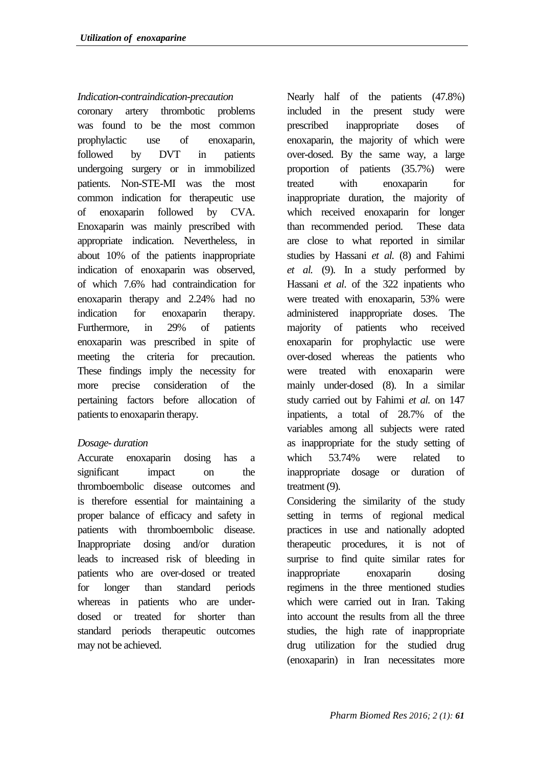*Indication-contraindication-precaution*

coronary artery thrombotic problems was found to be the most common prophylactic use of enoxaparin, followed by DVT in patients undergoing surgery or in immobilized patients. Non-STE-MI was the most common indication for therapeutic use of enoxaparin followed by CVA. Enoxaparin was mainly prescribed with appropriate indication. Nevertheless, in about 10% of the patients inappropriate indication of enoxaparin was observed, of which 7.6% had contraindication for enoxaparin therapy and 2.24% had no indication for enoxaparin therapy. Furthermore, in 29% of patients enoxaparin was prescribed in spite of meeting the criteria for precaution. These findings imply the necessity for more precise consideration of the pertaining factors before allocation of patients to enoxaparin therapy.

*Dosage- duration*

Accurate enoxaparin dosing has a significant impact on the thromboembolic disease outcomes and is therefore essential for maintaining a proper balance of efficacy and safety in patients with thromboembolic disease. Inappropriate dosing and/or duration leads to increased risk of bleeding in patients who are over-dosed or treated for longer than standard periods whereas in patients who are under-dosed or treated for shorter than standard periods therapeutic outcomes may not be achieved.

Nearly half of the patients (47.8%) included in the present study were prescribed inappropriate doses of enoxaparin, the majority of which were over-dosed. By the same way, a large proportion of patients (35.7%) were treated with enoxaparin for inappropriate duration, the majority of which received enoxaparin for longer than recommended period. These data are close to what reported in similar studies by Hassani *et al.* (8) and Fahimi *et al.* (9). In a study performed by Hassani *et al*. of the 322 inpatients who were treated with enoxaparin, 53% were administered inappropriate doses. The majority of patients who received enoxaparin for prophylactic use were over-dosed whereas the patients who were treated with enoxaparin were mainly under-dosed (8). In a similar study carried out by Fahimi *et al.* on 147 inpatients, a total of 28.7% of the variables among all subjects were rated as inappropriate for the study setting of which 53.74% were related to inappropriate dosage or duration of treatment (9).

Considering the similarity of the study setting in terms of regional medical practices in use and nationally adopted therapeutic procedures, it is not of surprise to find quite similar rates for inappropriate enoxaparin dosing regimens in the three mentioned studies which were carried out in Iran. Taking into account the results from all the three studies, the high rate of inappropriate drug utilization for the studied drug (enoxaparin) in Iran necessitates more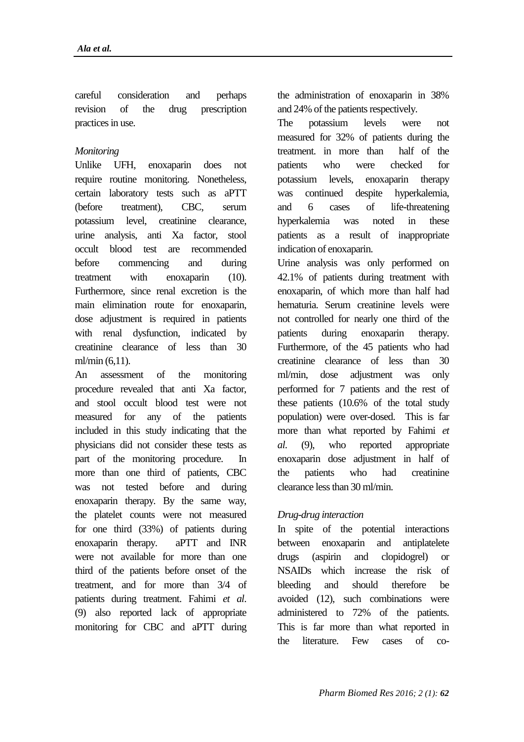careful consideration and perhaps revision of the drug prescription practices in use.

*Monitoring*

Unlike UFH, enoxaparin does not require routine monitoring. Nonetheless, certain laboratory tests such as aPTT (before treatment), CBC, serum potassium level, creatinine clearance, urine analysis, anti Xa factor, stool occult blood test are recommended before commencing and during treatment with enoxaparin (10). Furthermore, since renal excretion is the main elimination route for enoxaparin, dose adjustment is required in patients with renal dysfunction, indicated by creatinine clearance of less than 30 ml/min (6,11).

An assessment of the monitoring procedure revealed that anti Xa factor, and stool occult blood test were not measured for any of the patients included in this study indicating that the physicians did not consider these tests as part of the monitoring procedure. In more than one third of patients, CBC was not tested before and during enoxaparin therapy. By the same way, the platelet counts were not measured for one third (33%) of patients during enoxaparin therapy. aPTT and INR were not available for more than one third of the patients before onset of the treatment, and for more than 3/4 of patients during treatment. Fahimi *et al.* (9) also reported lack of appropriate monitoring for CBC and aPTT during the administration of enoxaparin in 38% and 24% of the patients respectively.

The potassium levels were not measured for 32% of patients during the treatment. in more than half of the patients who were checked for potassium levels, enoxaparin therapy was continued despite hyperkalemia, and 6 cases of life-threatening hyperkalemia was noted in these patients as a result of inappropriate indication of enoxaparin.

Urine analysis was only performed on 42.1% of patients during treatment with enoxaparin, of which more than half had hematuria. Serum creatinine levels were not controlled for nearly one third of the patients during enoxaparin therapy. Furthermore, of the 45 patients who had creatinine clearance of less than 30 ml/min, dose adjustment was only performed for 7 patients and the rest of these patients (10.6% of the total study population) were over-dosed. This is far more than what reported by Fahimi *et al.* (9), who reported appropriate enoxaparin dose adjustment in half of the patients who had creatinine clearance less than 30 ml/min.

*Drug-drug interaction*

In spite of the potential interactions between enoxaparin and antiplatelete drugs (aspirin and clopidogrel) or NSAIDs which increase the risk of bleeding and should therefore be avoided (12), such combinations were administered to 72% of the patients. This is far more than what reported in the literature. Few cases of co-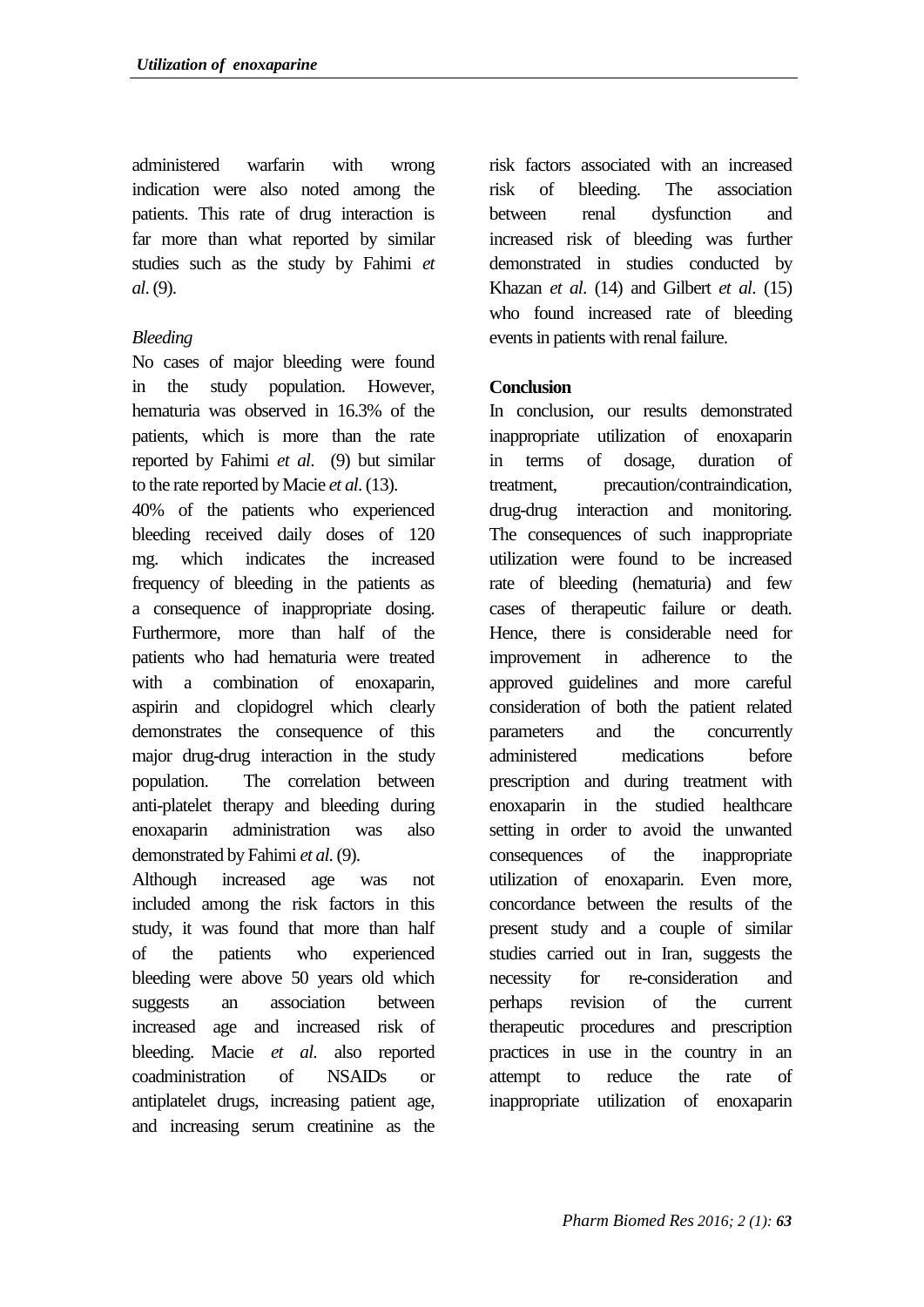administered warfarin with wrong indication were also noted among the patients. This rate of drug interaction is far more than what reported by similar studies such as the study by Fahimi *et al*. (9).

*Bleeding*

No cases of major bleeding were found in the study population. However, hematuria was observed in 16.3% of the patients, which is more than the rate reported by Fahimi *et al*. (9) but similar to the rate reported by Macie *et al*. (13).

40% of the patients who experienced bleeding received daily doses of 120 mg. which indicates the increased frequency of bleeding in the patients as a consequence of inappropriate dosing. Furthermore, more than half of the patients who had hematuria were treated with a combination of enoxaparin, aspirin and clopidogrel which clearly demonstrates the consequence of this major drug-drug interaction in the study population. The correlation between anti-platelet therapy and bleeding during enoxaparin administration was also demonstrated by Fahimi *et al*. (9).

Although increased age was not included among the risk factors in this study, it was found that more than half of the patients who experienced bleeding were above 50 years old which suggests an association between increased age and increased risk of bleeding. Macie *et al*. also reported coadministration of NSAIDs or antiplatelet drugs, increasing patient age, and increasing serum creatinine as the risk factors associated with an increased risk of bleeding. The association between renal dysfunction and increased risk of bleeding was further demonstrated in studies conducted by Khazan *et al*. (14) and Gilbert *et al*. (15) who found increased rate of bleeding events in patients with renal failure.

**Conclusion**

In conclusion, our results demonstrated inappropriate utilization of enoxaparin in terms of dosage, duration of treatment, precaution/contraindication, drug-drug interaction and monitoring. The consequences of such inappropriate utilization were found to be increased rate of bleeding (hematuria) and few cases of therapeutic failure or death. Hence, there is considerable need for improvement in adherence to the approved guidelines and more careful consideration of both the patient related parameters and the concurrently administered medications before prescription and during treatment with enoxaparin in the studied healthcare setting in order to avoid the unwanted consequences of the inappropriate utilization of enoxaparin. Even more, concordance between the results of the present study and a couple of similar studies carried out in Iran, suggests the necessity for re-consideration and perhaps revision of the current therapeutic procedures and prescription practices in use in the country in an attempt to reduce the rate of inappropriate utilization of enoxaparin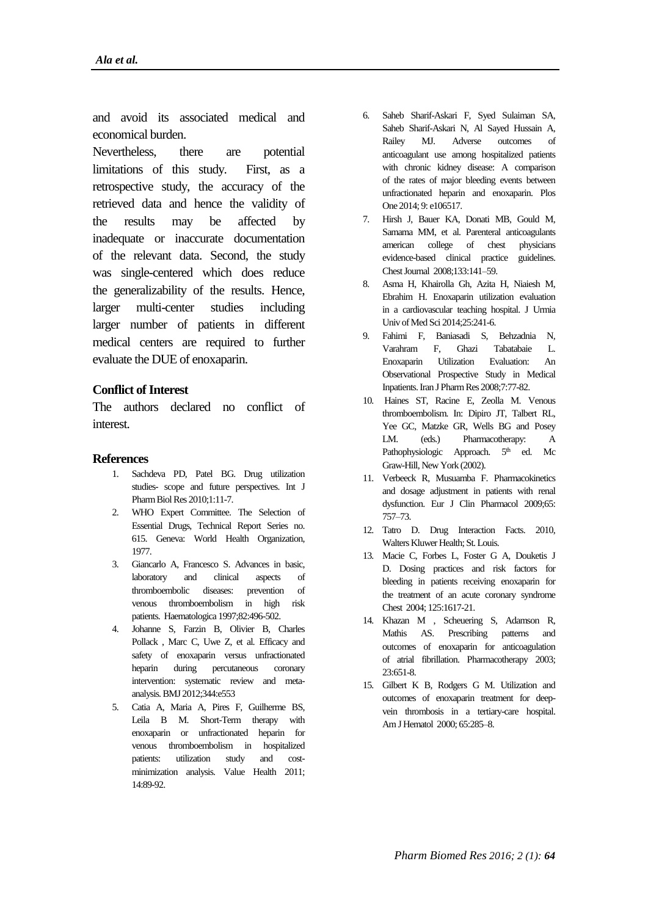and avoid its associated medical and economical burden.

Nevertheless, there are potential limitations of this study. First, as a retrospective study, the accuracy of the retrieved data and hence the validity of the results may be affected by inadequate or inaccurate documentation of the relevant data. Second, the study was single-centered which does reduce the generalizability of the results. Hence, larger multi-center studies including larger number of patients in different medical centers are required to further evaluate the DUE of enoxaparin.

## Conflict of Interest

The authors declared no conflict of interest.

## References

1. Sachdeva PD, Patel BG. Drug utilization studies- scope and future perspectives. Int J Pharm Biol Res 2010;1:11-7.
2. WHO Expert Committee. The Selection of Essential Drugs, Technical Report Series no. 615. Geneva: World Health Organization, 1977.
3. Giancarlo A, Francesco S. Advances in basic, laboratory and clinical aspects of thromboembolic diseases: prevention of venous thromboembolism in high risk patients. Haematologica 1997;82:496-502.
4. Johanne S, Farzin B, Olivier B, Charles Pollack , Marc C, Uwe Z, et al. Efficacy and safety of enoxaparin versus unfractionated heparin during percutaneous coronary intervention: systematic review and meta-analysis. BMJ 2012;344:e553
5. Catia A, Maria A, Pires F, Guilherme BS, Leila B M. Short-Term therapy with enoxaparin or unfractionated heparin for venous thromboembolism in hospitalized patients: utilization study and cost-minimization analysis. Value Health 2011; 14:89-92.
6. Saheb Sharif-Askari F, Syed Sulaiman SA, Saheb Sharif-Askari N, Al Sayed Hussain A, Railey MJ. Adverse outcomes of anticoagulant use among hospitalized patients with chronic kidney disease: A comparison of the rates of major bleeding events between unfractionated heparin and enoxaparin. Plos One 2014; 9: e106517.
7. Hirsh J, Bauer KA, Donati MB, Gould M, Samama MM, et al. Parenteral anticoagulants american college of chest physicians evidence-based clinical practice guidelines. Chest Journal 2008;133:141–59.
8. Asma H, Khairolla Gh, Azita H, Niaiesh M, Ebrahim H. Enoxaparin utilization evaluation in a cardiovascular teaching hospital. J Urmia Univ of Med Sci 2014;25:241-6.
9. Fahimi F, Baniasadi S, Behzadnia N, Varahram F, Ghazi Tabatabaie L. Enoxaparin Utilization Evaluation: An Observational Prospective Study in Medical Inpatients. Iran J Pharm Res 2008;7:77-82.
10. Haines ST, Racine E, Zeolla M. Venous thromboembolism. In: Dipiro JT, Talbert RL, Yee GC, Matzke GR, Wells BG and Posey LM. (eds.) Pharmacotherapy: A Pathophysiologic Approach. 5th ed. Mc Graw-Hill, New York (2002).
11. Verbeeck R, Musuamba F. Pharmacokinetics and dosage adjustment in patients with renal dysfunction. Eur J Clin Pharmacol 2009;65: 757–73.
12. Tatro D. Drug Interaction Facts. 2010, Walters Kluwer Health; St. Louis.
13. Macie C, Forbes L, Foster G A, Douketis J D. Dosing practices and risk factors for bleeding in patients receiving enoxaparin for the treatment of an acute coronary syndrome Chest 2004; 125:1617-21.
14. Khazan M , Scheuering S, Adamson R, Mathis AS. Prescribing patterns and outcomes of enoxaparin for anticoagulation of atrial fibrillation. Pharmacotherapy 2003; 23:651-8.
15. Gilbert K B, Rodgers G M. Utilization and outcomes of enoxaparin treatment for deep-vein thrombosis in a tertiary-care hospital. Am J Hematol 2000; 65:285–8.